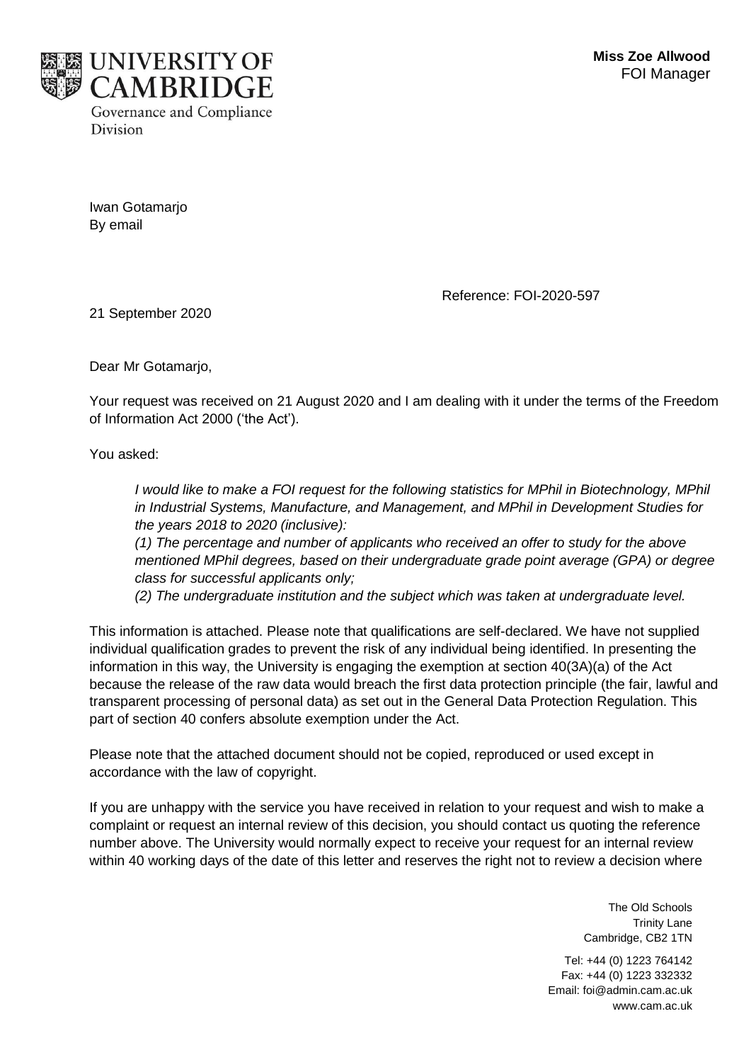UNIVERSITY OF CAMBRIDGE

Governance and Compliance Division

**Miss Zoe Allwood**
FOI Manager

Iwan Gotamarjo
By email

Reference: FOI-2020-597

21 September 2020

Dear Mr Gotamarjo,

Your request was received on 21 August 2020 and I am dealing with it under the terms of the Freedom of Information Act 2000 ('the Act').

You asked:

> *I would like to make a FOI request for the following statistics for MPhil in Biotechnology, MPhil in Industrial Systems, Manufacture, and Management, and MPhil in Development Studies for the years 2018 to 2020 (inclusive):*
> *(1) The percentage and number of applicants who received an offer to study for the above mentioned MPhil degrees, based on their undergraduate grade point average (GPA) or degree class for successful applicants only;*
> *(2) The undergraduate institution and the subject which was taken at undergraduate level.*

This information is attached. Please note that qualifications are self-declared. We have not supplied individual qualification grades to prevent the risk of any individual being identified. In presenting the information in this way, the University is engaging the exemption at section 40(3A)(a) of the Act because the release of the raw data would breach the first data protection principle (the fair, lawful and transparent processing of personal data) as set out in the General Data Protection Regulation. This part of section 40 confers absolute exemption under the Act.

Please note that the attached document should not be copied, reproduced or used except in accordance with the law of copyright.

If you are unhappy with the service you have received in relation to your request and wish to make a complaint or request an internal review of this decision, you should contact us quoting the reference number above. The University would normally expect to receive your request for an internal review within 40 working days of the date of this letter and reserves the right not to review a decision where

The Old Schools
Trinity Lane
Cambridge, CB2 1TN

Tel: +44 (0) 1223 764142
Fax: +44 (0) 1223 332332
Email: foi@admin.cam.ac.uk
www.cam.ac.uk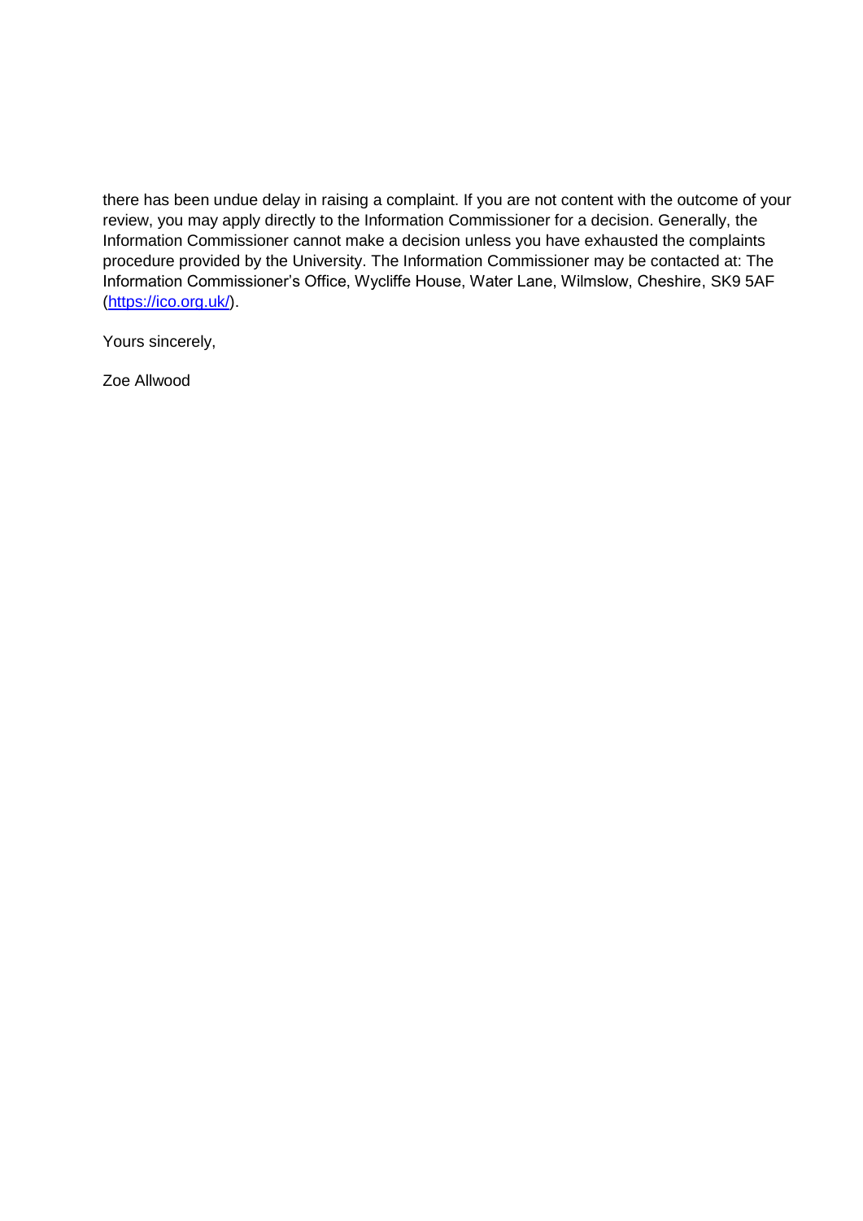there has been undue delay in raising a complaint. If you are not content with the outcome of your review, you may apply directly to the Information Commissioner for a decision. Generally, the Information Commissioner cannot make a decision unless you have exhausted the complaints procedure provided by the University. The Information Commissioner may be contacted at: The Information Commissioner's Office, Wycliffe House, Water Lane, Wilmslow, Cheshire, SK9 5AF (https://ico.org.uk/).

Yours sincerely,

Zoe Allwood